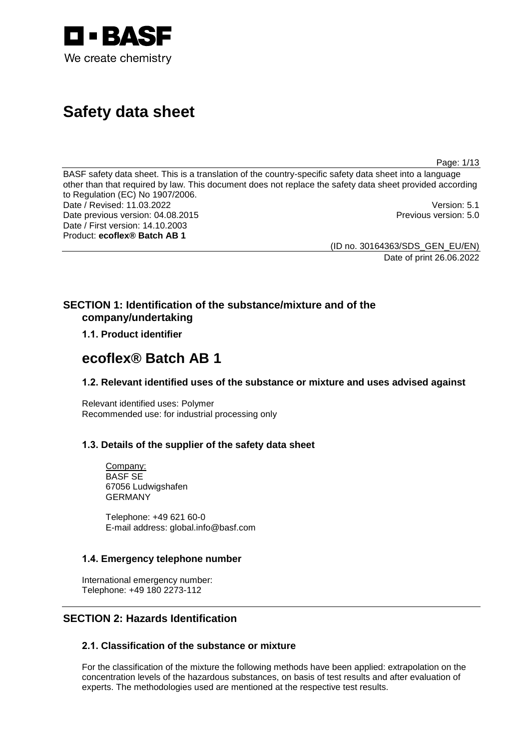**BASF**
We create chemistry

# Safety data sheet

BASF safety data sheet. This is a translation of the country-specific safety data sheet into a language other than that required by law. This document does not replace the safety data sheet provided according to Regulation (EC) No 1907/2006.
Date / Revised: 11.03.2022 Version: 5.1
Date previous version: 04.08.2015 Previous version: 5.0
Date / First version: 14.10.2003
Product: **ecoflex® Batch AB 1**

(ID no. 30164363/SDS_GEN_EU/EN)
Date of print 26.06.2022

## SECTION 1: Identification of the substance/mixture and of the company/undertaking

### 1.1. Product identifier

# ecoflex® Batch AB 1

### 1.2. Relevant identified uses of the substance or mixture and uses advised against

Relevant identified uses: Polymer
Recommended use: for industrial processing only

### 1.3. Details of the supplier of the safety data sheet

Company:
BASF SE
67056 Ludwigshafen
GERMANY

Telephone: +49 621 60-0
E-mail address: global.info@basf.com

### 1.4. Emergency telephone number

International emergency number:
Telephone: +49 180 2273-112

## SECTION 2: Hazards Identification

### 2.1. Classification of the substance or mixture

For the classification of the mixture the following methods have been applied: extrapolation on the concentration levels of the hazardous substances, on basis of test results and after evaluation of experts. The methodologies used are mentioned at the respective test results.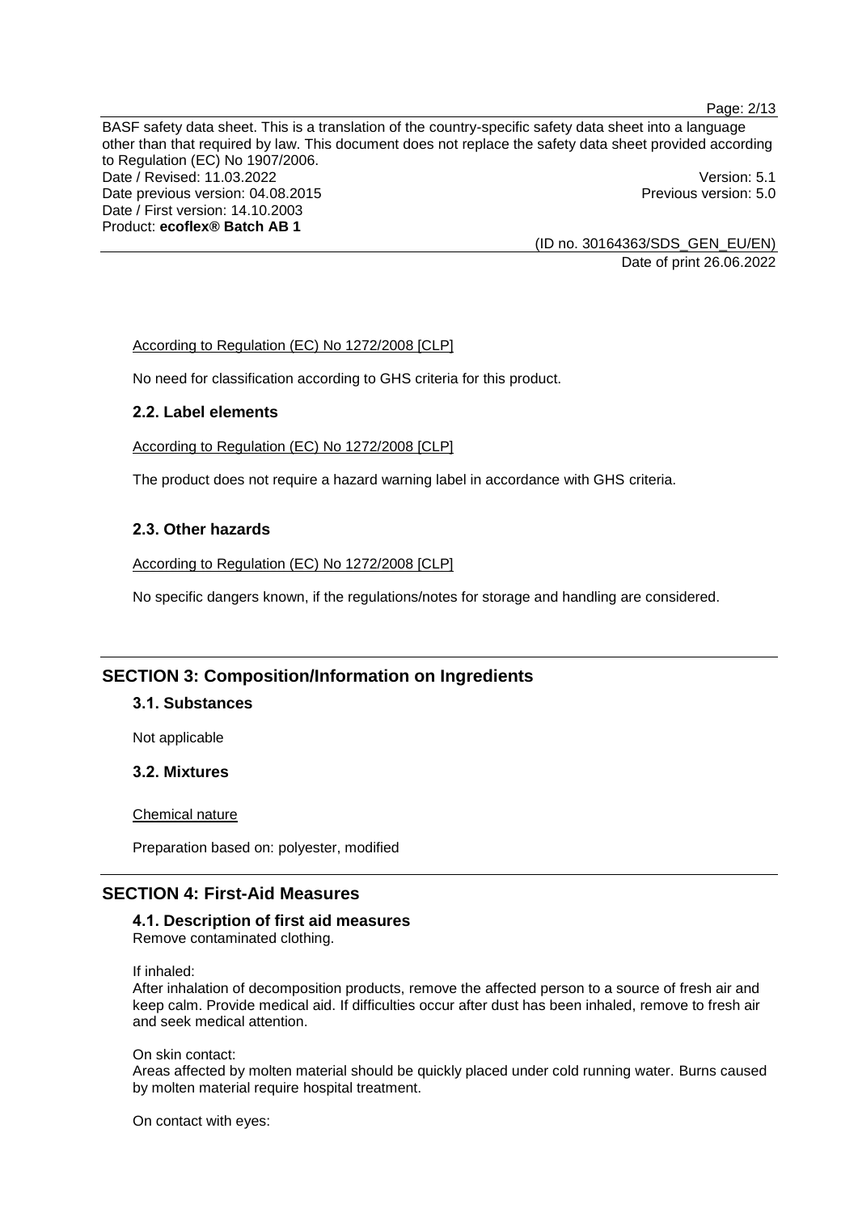According to Regulation (EC) No 1272/2008 [CLP]

No need for classification according to GHS criteria for this product.

### 2.2. Label elements

According to Regulation (EC) No 1272/2008 [CLP]

The product does not require a hazard warning label in accordance with GHS criteria.

### 2.3. Other hazards

According to Regulation (EC) No 1272/2008 [CLP]

No specific dangers known, if the regulations/notes for storage and handling are considered.

## SECTION 3: Composition/Information on Ingredients

### 3.1. Substances

Not applicable

### 3.2. Mixtures

Chemical nature

Preparation based on: polyester, modified

## SECTION 4: First-Aid Measures

### 4.1. Description of first aid measures

Remove contaminated clothing.

If inhaled:
After inhalation of decomposition products, remove the affected person to a source of fresh air and keep calm. Provide medical aid. If difficulties occur after dust has been inhaled, remove to fresh air and seek medical attention.

On skin contact:
Areas affected by molten material should be quickly placed under cold running water. Burns caused by molten material require hospital treatment.

On contact with eyes: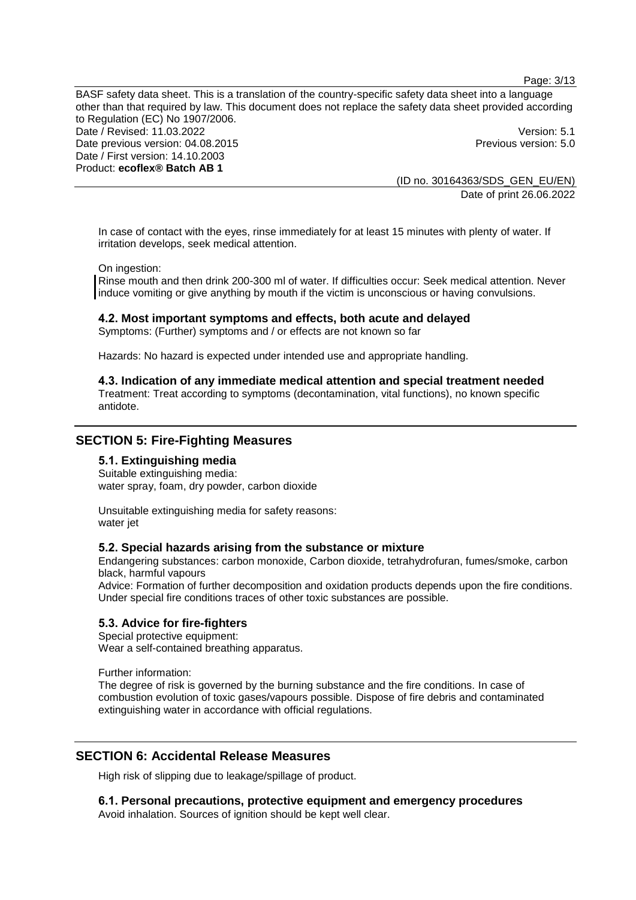In case of contact with the eyes, rinse immediately for at least 15 minutes with plenty of water. If irritation develops, seek medical attention.

On ingestion:
Rinse mouth and then drink 200-300 ml of water. If difficulties occur: Seek medical attention. Never induce vomiting or give anything by mouth if the victim is unconscious or having convulsions.

### 4.2. Most important symptoms and effects, both acute and delayed

Symptoms: (Further) symptoms and / or effects are not known so far

Hazards: No hazard is expected under intended use and appropriate handling.

### 4.3. Indication of any immediate medical attention and special treatment needed

Treatment: Treat according to symptoms (decontamination, vital functions), no known specific antidote.

## SECTION 5: Fire-Fighting Measures

### 5.1. Extinguishing media

Suitable extinguishing media:
water spray, foam, dry powder, carbon dioxide

Unsuitable extinguishing media for safety reasons:
water jet

### 5.2. Special hazards arising from the substance or mixture

Endangering substances: carbon monoxide, Carbon dioxide, tetrahydrofuran, fumes/smoke, carbon black, harmful vapours
Advice: Formation of further decomposition and oxidation products depends upon the fire conditions. Under special fire conditions traces of other toxic substances are possible.

### 5.3. Advice for fire-fighters

Special protective equipment:
Wear a self-contained breathing apparatus.

Further information:
The degree of risk is governed by the burning substance and the fire conditions. In case of combustion evolution of toxic gases/vapours possible. Dispose of fire debris and contaminated extinguishing water in accordance with official regulations.

## SECTION 6: Accidental Release Measures

High risk of slipping due to leakage/spillage of product.

### 6.1. Personal precautions, protective equipment and emergency procedures

Avoid inhalation. Sources of ignition should be kept well clear.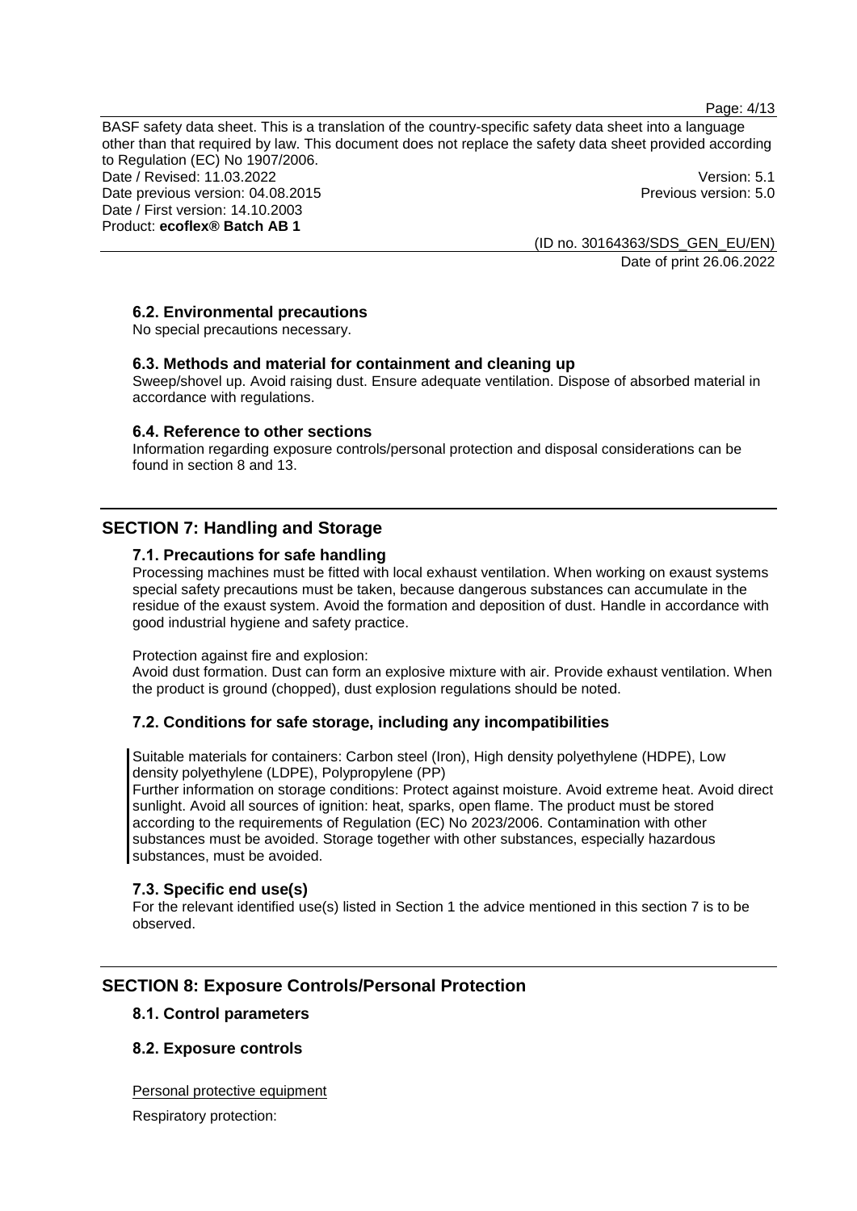### 6.2. Environmental precautions

No special precautions necessary.

### 6.3. Methods and material for containment and cleaning up

Sweep/shovel up. Avoid raising dust. Ensure adequate ventilation. Dispose of absorbed material in accordance with regulations.

### 6.4. Reference to other sections

Information regarding exposure controls/personal protection and disposal considerations can be found in section 8 and 13.

## SECTION 7: Handling and Storage

### 7.1. Precautions for safe handling

Processing machines must be fitted with local exhaust ventilation. When working on exaust systems special safety precautions must be taken, because dangerous substances can accumulate in the residue of the exhaust system. Avoid the formation and deposition of dust. Handle in accordance with good industrial hygiene and safety practice.

Protection against fire and explosion:

Avoid dust formation. Dust can form an explosive mixture with air. Provide exhaust ventilation. When the product is ground (chopped), dust explosion regulations should be noted.

### 7.2. Conditions for safe storage, including any incompatibilities

Suitable materials for containers: Carbon steel (Iron), High density polyethylene (HDPE), Low density polyethylene (LDPE), Polypropylene (PP)

Further information on storage conditions: Protect against moisture. Avoid extreme heat. Avoid direct sunlight. Avoid all sources of ignition: heat, sparks, open flame. The product must be stored according to the requirements of Regulation (EC) No 2023/2006. Contamination with other substances must be avoided. Storage together with other substances, especially hazardous substances, must be avoided.

### 7.3. Specific end use(s)

For the relevant identified use(s) listed in Section 1 the advice mentioned in this section 7 is to be observed.

## SECTION 8: Exposure Controls/Personal Protection

### 8.1. Control parameters

### 8.2. Exposure controls

Personal protective equipment

Respiratory protection: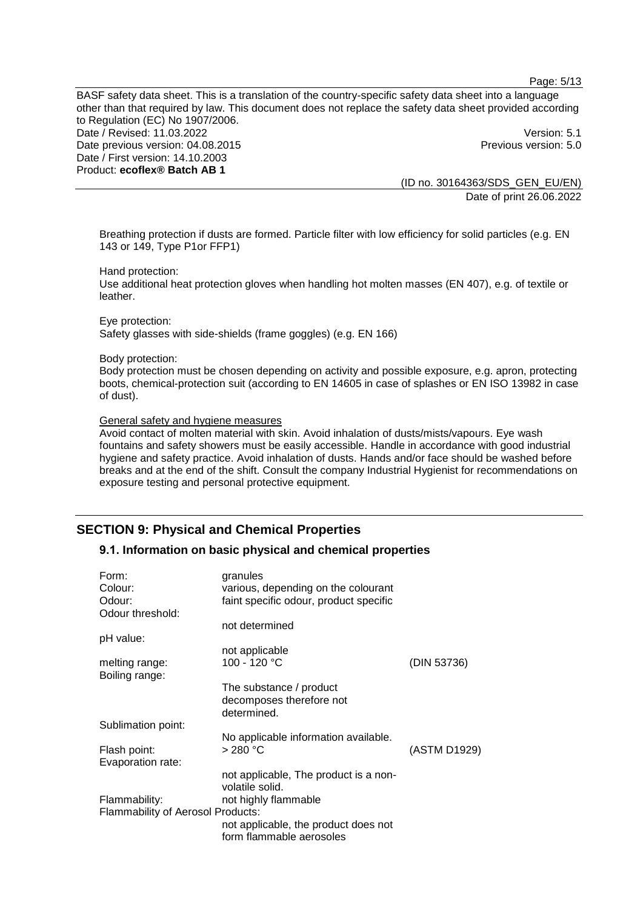Breathing protection if dusts are formed. Particle filter with low efficiency for solid particles (e.g. EN 143 or 149, Type P1or FFP1)

Hand protection:
Use additional heat protection gloves when handling hot molten masses (EN 407), e.g. of textile or leather.

Eye protection:
Safety glasses with side-shields (frame goggles) (e.g. EN 166)

Body protection:
Body protection must be chosen depending on activity and possible exposure, e.g. apron, protecting boots, chemical-protection suit (according to EN 14605 in case of splashes or EN ISO 13982 in case of dust).

General safety and hygiene measures
Avoid contact of molten material with skin. Avoid inhalation of dusts/mists/vapours. Eye wash fountains and safety showers must be easily accessible. Handle in accordance with good industrial hygiene and safety practice. Avoid inhalation of dusts. Hands and/or face should be washed before breaks and at the end of the shift. Consult the company Industrial Hygienist for recommendations on exposure testing and personal protective equipment.

## SECTION 9: Physical and Chemical Properties

### 9.1. Information on basic physical and chemical properties

| | | |
|---|---|---|
| Form: | granules | |
| Colour: | various, depending on the colourant | |
| Odour: | faint specific odour, product specific | |
| Odour threshold: | not determined | |
| pH value: | not applicable | |
| melting range: | 100 - 120 °C | (DIN 53736) |
| Boiling range: | The substance / product decomposes therefore not determined. | |
| Sublimation point: | No applicable information available. | |
| Flash point: | > 280 °C | (ASTM D1929) |
| Evaporation rate: | not applicable, The product is a non-volatile solid. | |
| Flammability: | not highly flammable | |
| Flammability of Aerosol Products: | not applicable, the product does not form flammable aerosoles | |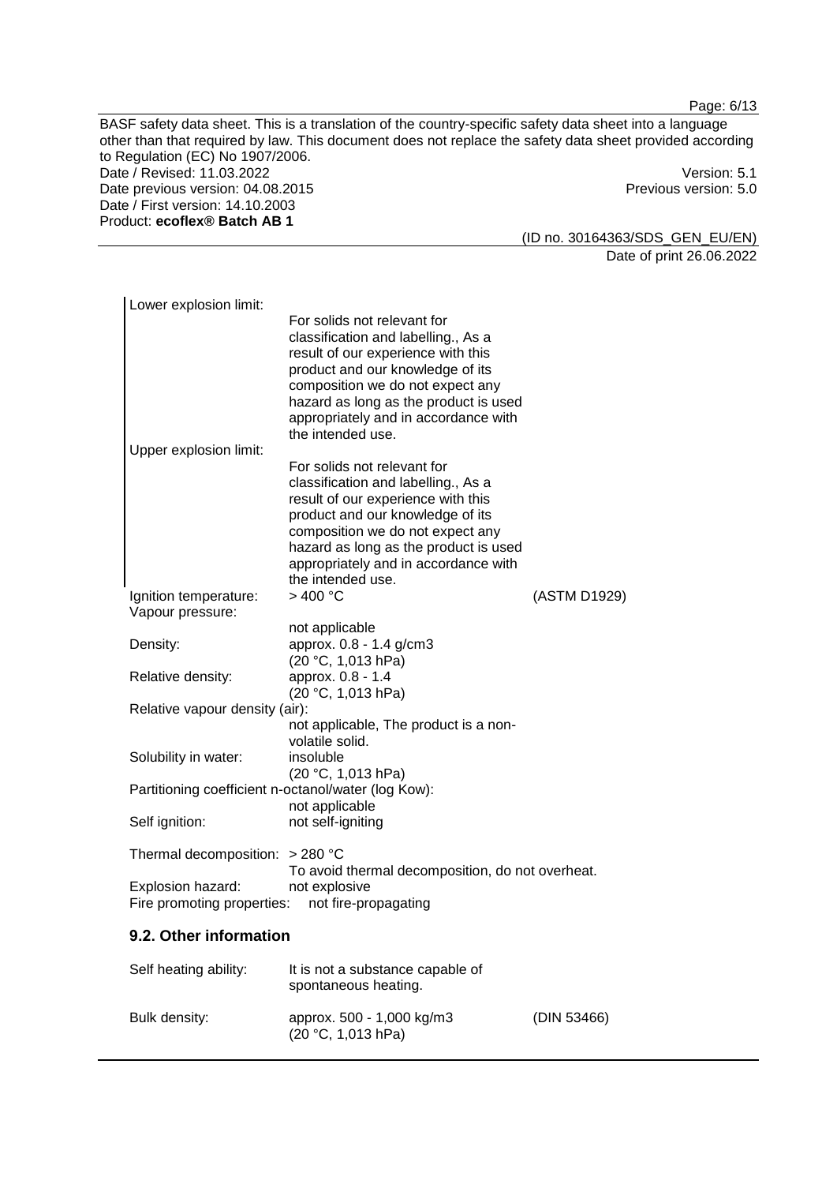Lower explosion limit:
For solids not relevant for classification and labelling., As a result of our experience with this product and our knowledge of its composition we do not expect any hazard as long as the product is used appropriately and in accordance with the intended use.

Upper explosion limit:
For solids not relevant for classification and labelling., As a result of our experience with this product and our knowledge of its composition we do not expect any hazard as long as the product is used appropriately and in accordance with the intended use.

Ignition temperature: > 400 °C (ASTM D1929)

Vapour pressure:
not applicable

Density: approx. 0.8 - 1.4 g/cm3
(20 °C, 1,013 hPa)

Relative density: approx. 0.8 - 1.4
(20 °C, 1,013 hPa)

Relative vapour density (air):
not applicable, The product is a non-volatile solid.

Solubility in water: insoluble
(20 °C, 1,013 hPa)

Partitioning coefficient n-octanol/water (log Kow):
not applicable

Self ignition: not self-igniting

Thermal decomposition: > 280 °C
To avoid thermal decomposition, do not overheat.

Explosion hazard: not explosive

Fire promoting properties: not fire-propagating

## 9.2. Other information

Self heating ability: It is not a substance capable of spontaneous heating.

Bulk density: approx. 500 - 1,000 kg/m3 (DIN 53466)
(20 °C, 1,013 hPa)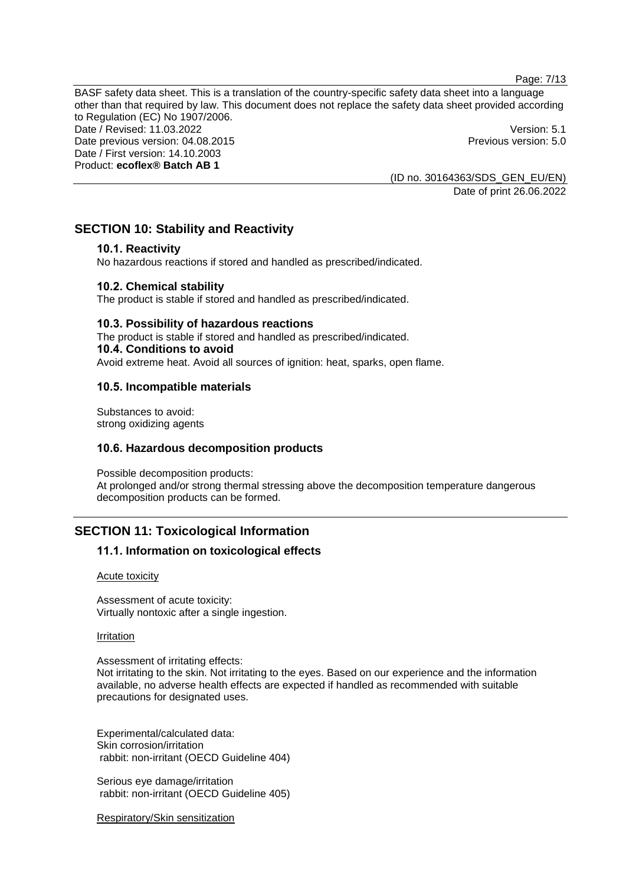## SECTION 10: Stability and Reactivity

### 10.1. Reactivity

No hazardous reactions if stored and handled as prescribed/indicated.

### 10.2. Chemical stability

The product is stable if stored and handled as prescribed/indicated.

### 10.3. Possibility of hazardous reactions

The product is stable if stored and handled as prescribed/indicated.

### 10.4. Conditions to avoid

Avoid extreme heat. Avoid all sources of ignition: heat, sparks, open flame.

### 10.5. Incompatible materials

Substances to avoid:
strong oxidizing agents

### 10.6. Hazardous decomposition products

Possible decomposition products:
At prolonged and/or strong thermal stressing above the decomposition temperature dangerous decomposition products can be formed.

## SECTION 11: Toxicological Information

### 11.1. Information on toxicological effects

Acute toxicity

Assessment of acute toxicity:
Virtually nontoxic after a single ingestion.

Irritation

Assessment of irritating effects:
Not irritating to the skin. Not irritating to the eyes. Based on our experience and the information available, no adverse health effects are expected if handled as recommended with suitable precautions for designated uses.

Experimental/calculated data:
Skin corrosion/irritation
rabbit: non-irritant (OECD Guideline 404)

Serious eye damage/irritation
rabbit: non-irritant (OECD Guideline 405)

Respiratory/Skin sensitization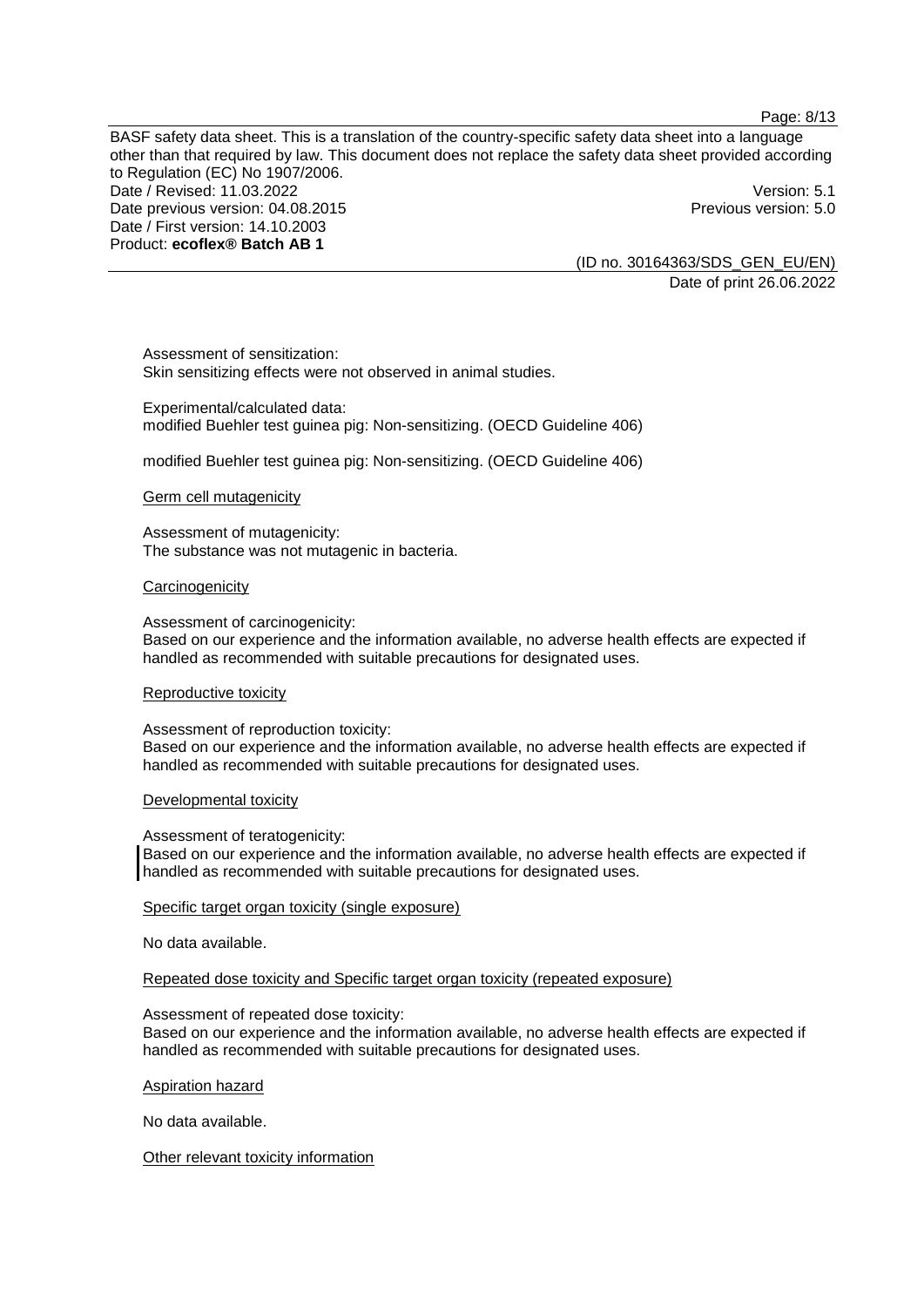Assessment of sensitization:
Skin sensitizing effects were not observed in animal studies.

Experimental/calculated data:
modified Buehler test guinea pig: Non-sensitizing. (OECD Guideline 406)

modified Buehler test guinea pig: Non-sensitizing. (OECD Guideline 406)

### Germ cell mutagenicity

Assessment of mutagenicity:
The substance was not mutagenic in bacteria.

### Carcinogenicity

Assessment of carcinogenicity:
Based on our experience and the information available, no adverse health effects are expected if handled as recommended with suitable precautions for designated uses.

### Reproductive toxicity

Assessment of reproduction toxicity:
Based on our experience and the information available, no adverse health effects are expected if handled as recommended with suitable precautions for designated uses.

### Developmental toxicity

Assessment of teratogenicity:
Based on our experience and the information available, no adverse health effects are expected if handled as recommended with suitable precautions for designated uses.

### Specific target organ toxicity (single exposure)

No data available.

### Repeated dose toxicity and Specific target organ toxicity (repeated exposure)

Assessment of repeated dose toxicity:
Based on our experience and the information available, no adverse health effects are expected if handled as recommended with suitable precautions for designated uses.

### Aspiration hazard

No data available.

### Other relevant toxicity information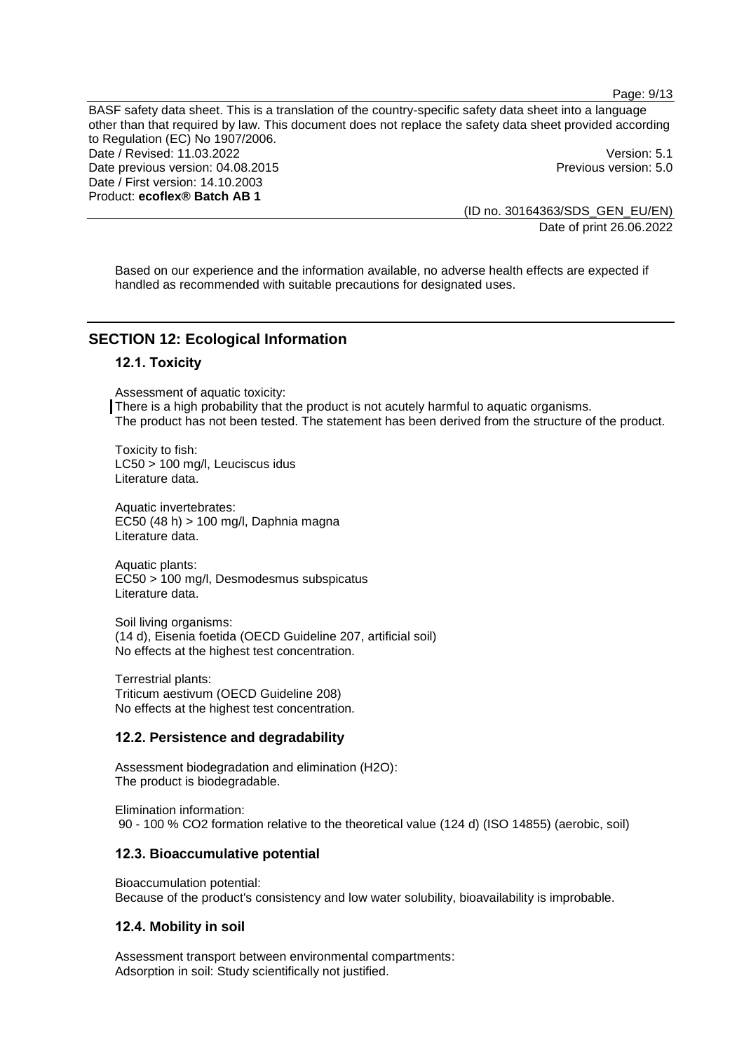Based on our experience and the information available, no adverse health effects are expected if handled as recommended with suitable precautions for designated uses.

## SECTION 12: Ecological Information

### 12.1. Toxicity

Assessment of aquatic toxicity:
There is a high probability that the product is not acutely harmful to aquatic organisms.
The product has not been tested. The statement has been derived from the structure of the product.

Toxicity to fish:
LC50 > 100 mg/l, Leuciscus idus
Literature data.

Aquatic invertebrates:
EC50 (48 h) > 100 mg/l, Daphnia magna
Literature data.

Aquatic plants:
EC50 > 100 mg/l, Desmodesmus subspicatus
Literature data.

Soil living organisms:
(14 d), Eisenia foetida (OECD Guideline 207, artificial soil)
No effects at the highest test concentration.

Terrestrial plants:
Triticum aestivum (OECD Guideline 208)
No effects at the highest test concentration.

### 12.2. Persistence and degradability

Assessment biodegradation and elimination ($H_2O$):
The product is biodegradable.

Elimination information:
90 - 100 % $CO_2$ formation relative to the theoretical value (124 d) (ISO 14855) (aerobic, soil)

### 12.3. Bioaccumulative potential

Bioaccumulation potential:
Because of the product's consistency and low water solubility, bioavailability is improbable.

### 12.4. Mobility in soil

Assessment transport between environmental compartments:
Adsorption in soil: Study scientifically not justified.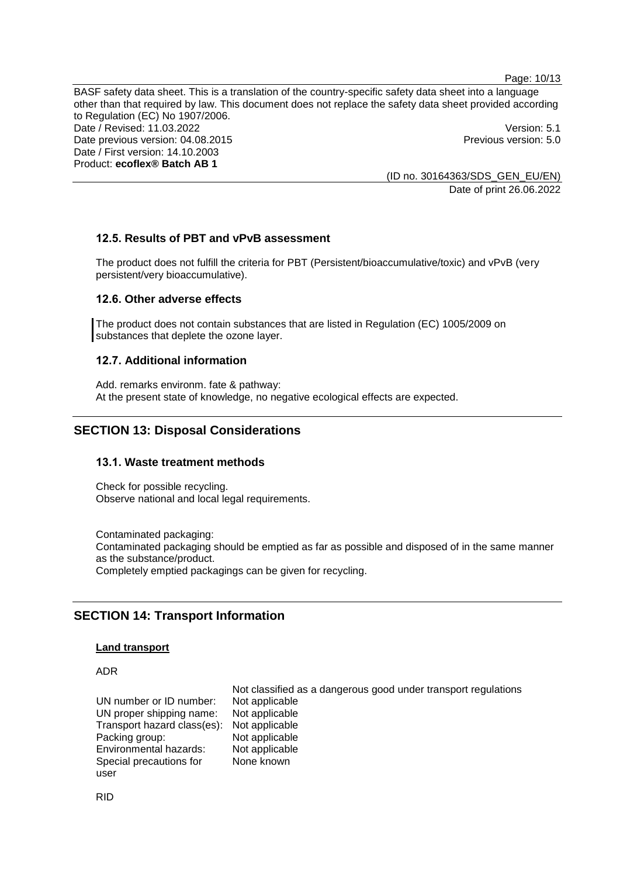### 12.5. Results of PBT and vPvB assessment

The product does not fulfill the criteria for PBT (Persistent/bioaccumulative/toxic) and vPvB (very persistent/very bioaccumulative).

### 12.6. Other adverse effects

The product does not contain substances that are listed in Regulation (EC) 1005/2009 on substances that deplete the ozone layer.

### 12.7. Additional information

Add. remarks environm. fate & pathway:
At the present state of knowledge, no negative ecological effects are expected.

## SECTION 13: Disposal Considerations

### 13.1. Waste treatment methods

Check for possible recycling.
Observe national and local legal requirements.

Contaminated packaging:
Contaminated packaging should be emptied as far as possible and disposed of in the same manner as the substance/product.
Completely emptied packagings can be given for recycling.

## SECTION 14: Transport Information

**Land transport**

ADR

| | |
|---|---|
| | Not classified as a dangerous good under transport regulations |
| UN number or ID number: | Not applicable |
| UN proper shipping name: | Not applicable |
| Transport hazard class(es): | Not applicable |
| Packing group: | Not applicable |
| Environmental hazards: | Not applicable |
| Special precautions for user | None known |

RID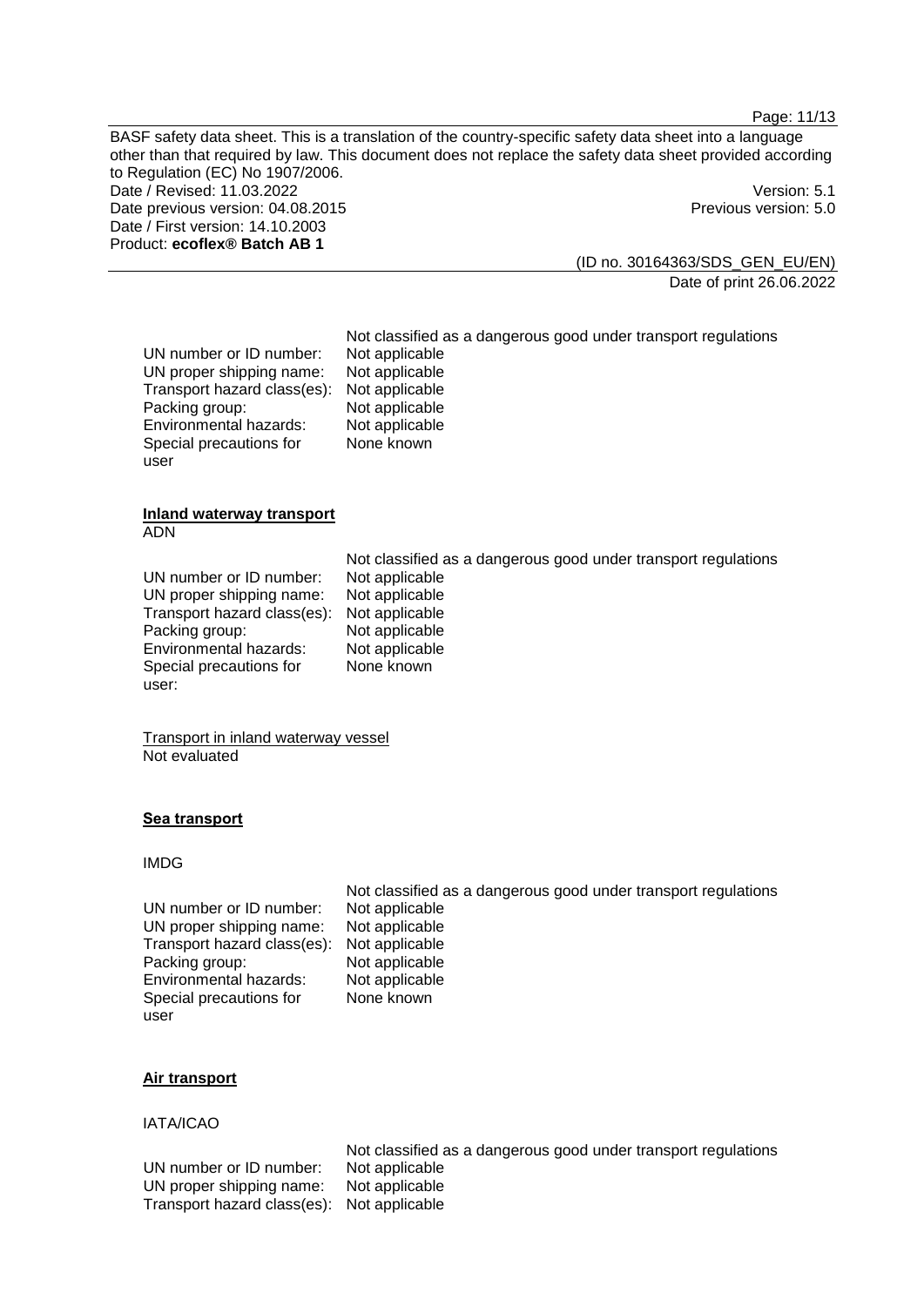Not classified as a dangerous good under transport regulations

| | |
|---|---|
| UN number or ID number: | Not applicable |
| UN proper shipping name: | Not applicable |
| Transport hazard class(es): | Not applicable |
| Packing group: | Not applicable |
| Environmental hazards: | Not applicable |
| Special precautions for user | None known |

**Inland waterway transport**

ADN

Not classified as a dangerous good under transport regulations

| | |
|---|---|
| UN number or ID number: | Not applicable |
| UN proper shipping name: | Not applicable |
| Transport hazard class(es): | Not applicable |
| Packing group: | Not applicable |
| Environmental hazards: | Not applicable |
| Special precautions for user: | None known |

Transport in inland waterway vessel

Not evaluated

**Sea transport**

IMDG

Not classified as a dangerous good under transport regulations

| | |
|---|---|
| UN number or ID number: | Not applicable |
| UN proper shipping name: | Not applicable |
| Transport hazard class(es): | Not applicable |
| Packing group: | Not applicable |
| Environmental hazards: | Not applicable |
| Special precautions for user | None known |

**Air transport**

IATA/ICAO

Not classified as a dangerous good under transport regulations

| | |
|---|---|
| UN number or ID number: | Not applicable |
| UN proper shipping name: | Not applicable |
| Transport hazard class(es): | Not applicable |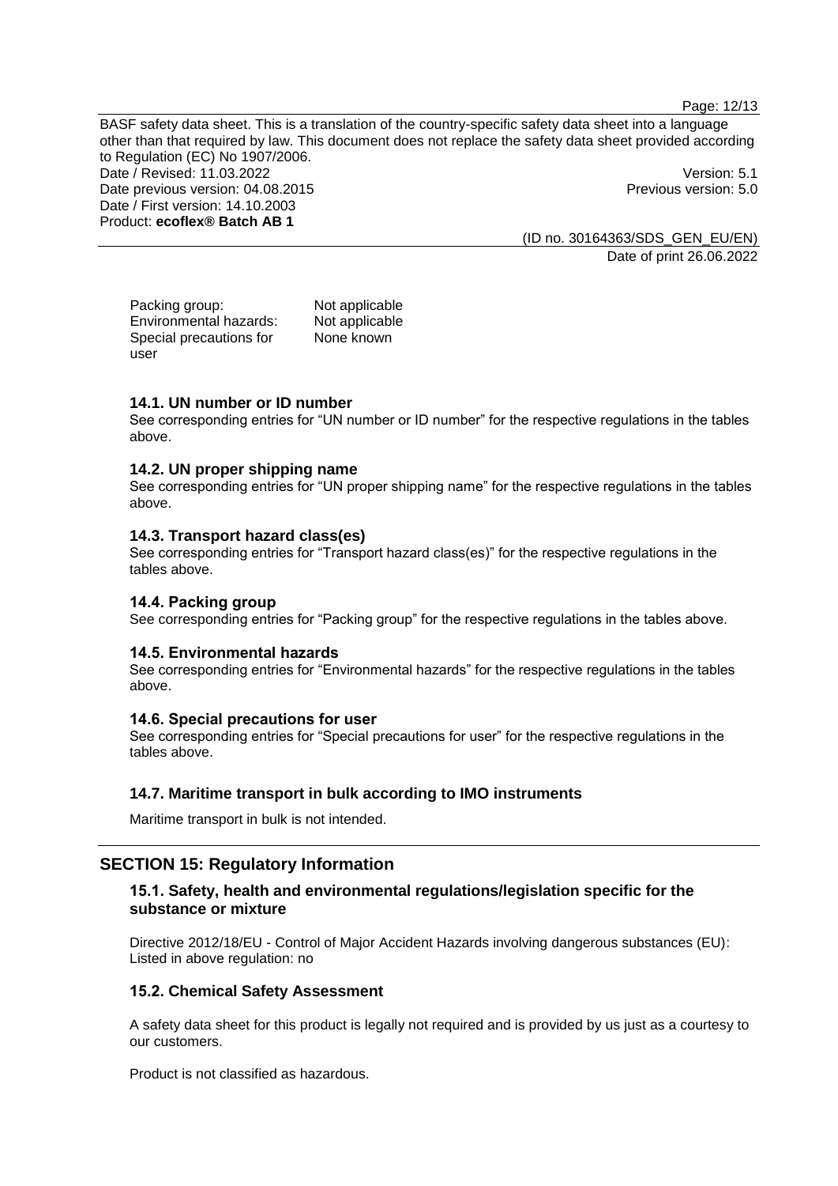| | |
|---|---|
| Packing group: | Not applicable |
| Environmental hazards: | Not applicable |
| Special precautions for user | None known |

### 14.1. UN number or ID number

See corresponding entries for “UN number or ID number” for the respective regulations in the tables above.

### 14.2. UN proper shipping name

See corresponding entries for “UN proper shipping name” for the respective regulations in the tables above.

### 14.3. Transport hazard class(es)

See corresponding entries for “Transport hazard class(es)” for the respective regulations in the tables above.

### 14.4. Packing group

See corresponding entries for “Packing group” for the respective regulations in the tables above.

### 14.5. Environmental hazards

See corresponding entries for “Environmental hazards” for the respective regulations in the tables above.

### 14.6. Special precautions for user

See corresponding entries for “Special precautions for user” for the respective regulations in the tables above.

### 14.7. Maritime transport in bulk according to IMO instruments

Maritime transport in bulk is not intended.

## SECTION 15: Regulatory Information

### 15.1. Safety, health and environmental regulations/legislation specific for the substance or mixture

Directive 2012/18/EU - Control of Major Accident Hazards involving dangerous substances (EU): Listed in above regulation: no

### 15.2. Chemical Safety Assessment

A safety data sheet for this product is legally not required and is provided by us just as a courtesy to our customers.

Product is not classified as hazardous.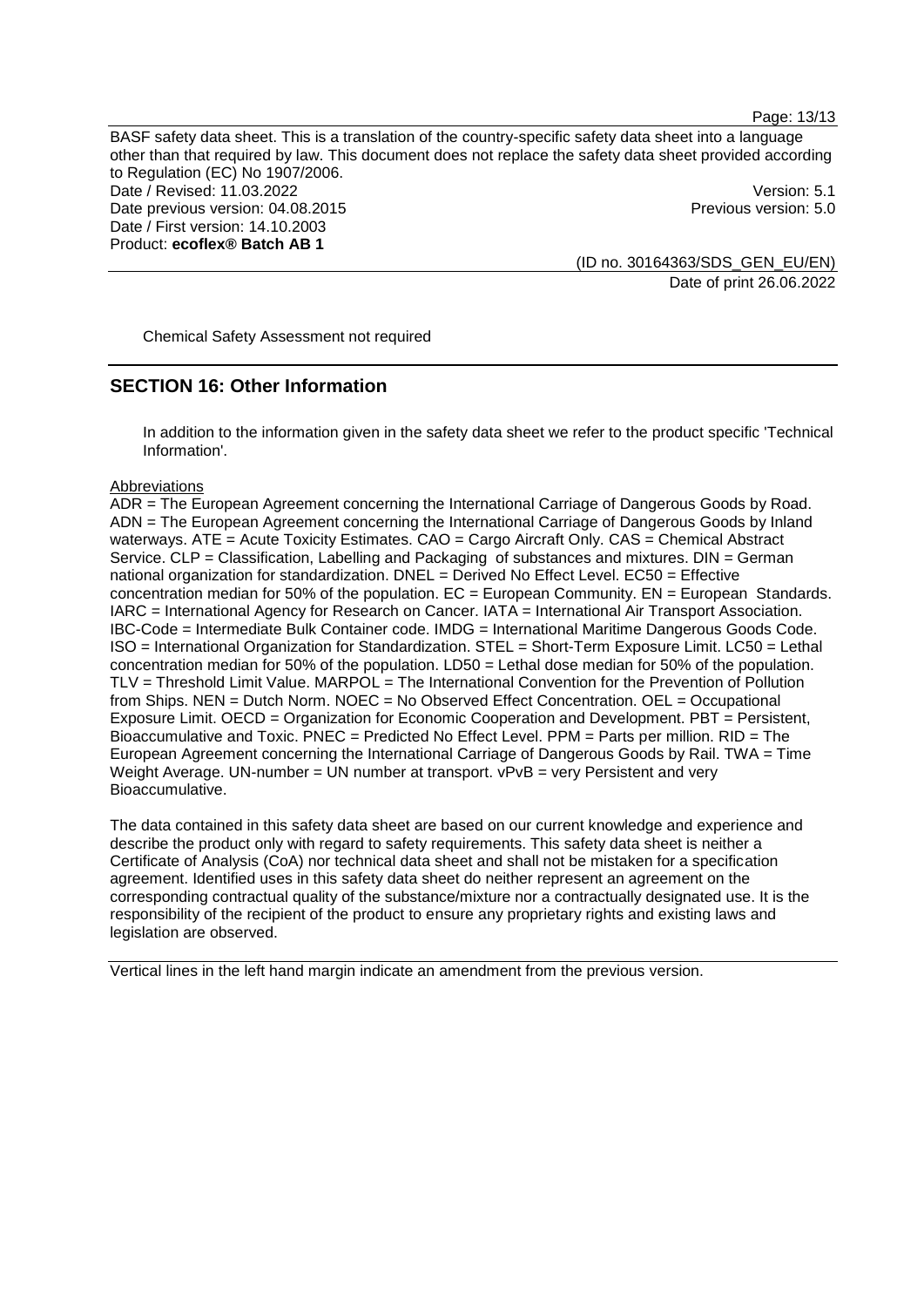Chemical Safety Assessment not required

## SECTION 16: Other Information

In addition to the information given in the safety data sheet we refer to the product specific 'Technical Information'.

Abbreviations

ADR = The European Agreement concerning the International Carriage of Dangerous Goods by Road. ADN = The European Agreement concerning the International Carriage of Dangerous Goods by Inland waterways. ATE = Acute Toxicity Estimates. CAO = Cargo Aircraft Only. CAS = Chemical Abstract Service. CLP = Classification, Labelling and Packaging of substances and mixtures. DIN = German national organization for standardization. DNEL = Derived No Effect Level. EC50 = Effective concentration median for 50% of the population. EC = European Community. EN = European Standards. IARC = International Agency for Research on Cancer. IATA = International Air Transport Association. IBC-Code = Intermediate Bulk Container code. IMDG = International Maritime Dangerous Goods Code. ISO = International Organization for Standardization. STEL = Short-Term Exposure Limit. LC50 = Lethal concentration median for 50% of the population. LD50 = Lethal dose median for 50% of the population. TLV = Threshold Limit Value. MARPOL = The International Convention for the Prevention of Pollution from Ships. NEN = Dutch Norm. NOEC = No Observed Effect Concentration. OEL = Occupational Exposure Limit. OECD = Organization for Economic Cooperation and Development. PBT = Persistent, Bioaccumulative and Toxic. PNEC = Predicted No Effect Level. PPM = Parts per million. RID = The European Agreement concerning the International Carriage of Dangerous Goods by Rail. TWA = Time Weight Average. UN-number = UN number at transport. vPvB = very Persistent and very Bioaccumulative.

The data contained in this safety data sheet are based on our current knowledge and experience and describe the product only with regard to safety requirements. This safety data sheet is neither a Certificate of Analysis (CoA) nor technical data sheet and shall not be mistaken for a specification agreement. Identified uses in this safety data sheet do neither represent an agreement on the corresponding contractual quality of the substance/mixture nor a contractually designated use. It is the responsibility of the recipient of the product to ensure any proprietary rights and existing laws and legislation are observed.

Vertical lines in the left hand margin indicate an amendment from the previous version.